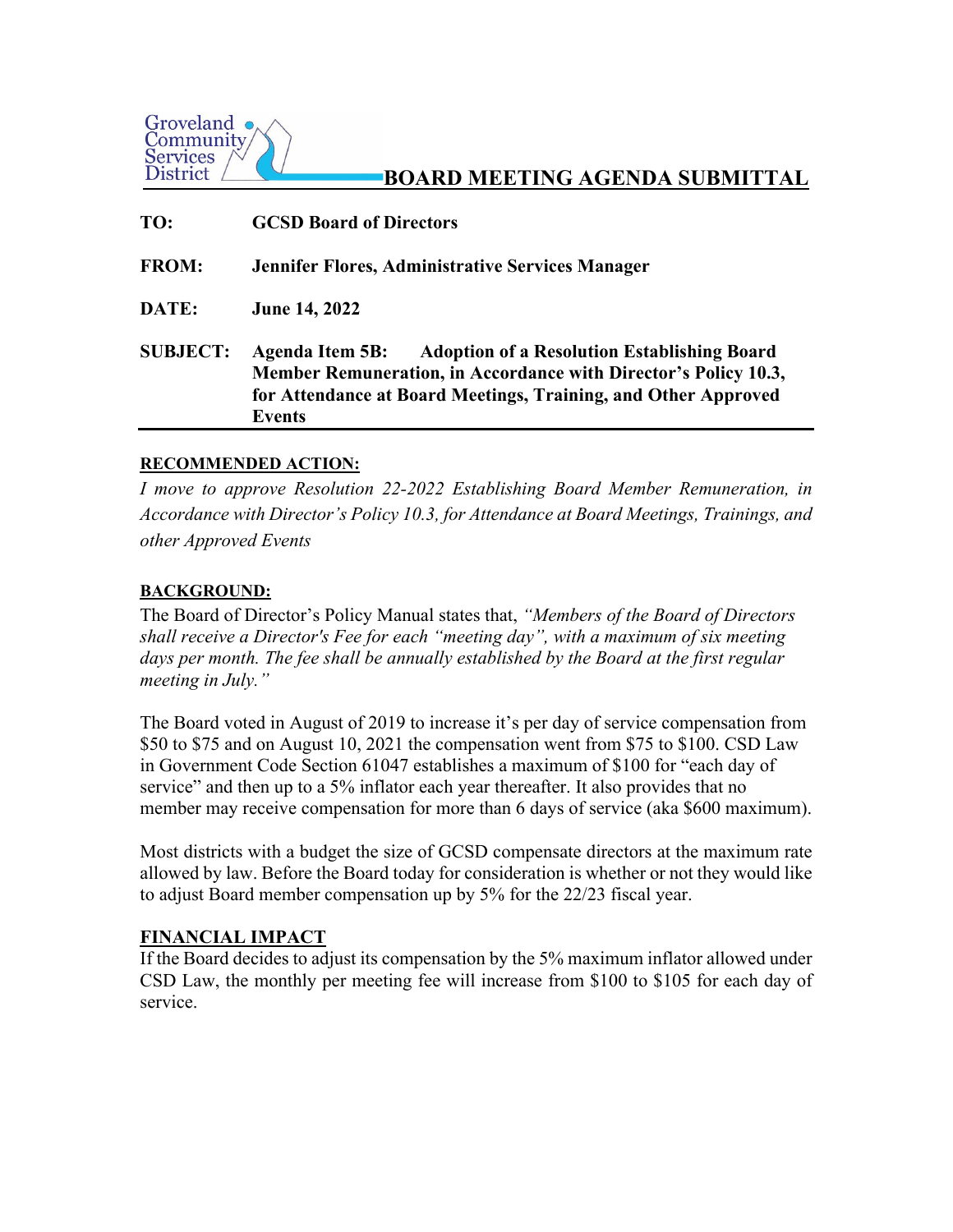Groveland Community Services District

# BOARD MEETING AGENDA SUBMITTAL

**TO:** **GCSD Board of Directors**

**FROM:** **Jennifer Flores, Administrative Services Manager**

**DATE:** **June 14, 2022**

**SUBJECT:** **Agenda Item 5B: Adoption of a Resolution Establishing Board Member Remuneration, in Accordance with Director's Policy 10.3, for Attendance at Board Meetings, Training, and Other Approved Events**

## RECOMMENDED ACTION:

*I move to approve Resolution 22-2022 Establishing Board Member Remuneration, in Accordance with Director's Policy 10.3, for Attendance at Board Meetings, Trainings, and other Approved Events*

## BACKGROUND:

The Board of Director's Policy Manual states that, *"Members of the Board of Directors shall receive a Director's Fee for each "meeting day", with a maximum of six meeting days per month. The fee shall be annually established by the Board at the first regular meeting in July."*

The Board voted in August of 2019 to increase it's per day of service compensation from \$50 to \$75 and on August 10, 2021 the compensation went from \$75 to \$100. CSD Law in Government Code Section 61047 establishes a maximum of \$100 for "each day of service" and then up to a 5% inflator each year thereafter. It also provides that no member may receive compensation for more than 6 days of service (aka \$600 maximum).

Most districts with a budget the size of GCSD compensate directors at the maximum rate allowed by law. Before the Board today for consideration is whether or not they would like to adjust Board member compensation up by 5% for the 22/23 fiscal year.

## FINANCIAL IMPACT

If the Board decides to adjust its compensation by the 5% maximum inflator allowed under CSD Law, the monthly per meeting fee will increase from \$100 to \$105 for each day of service.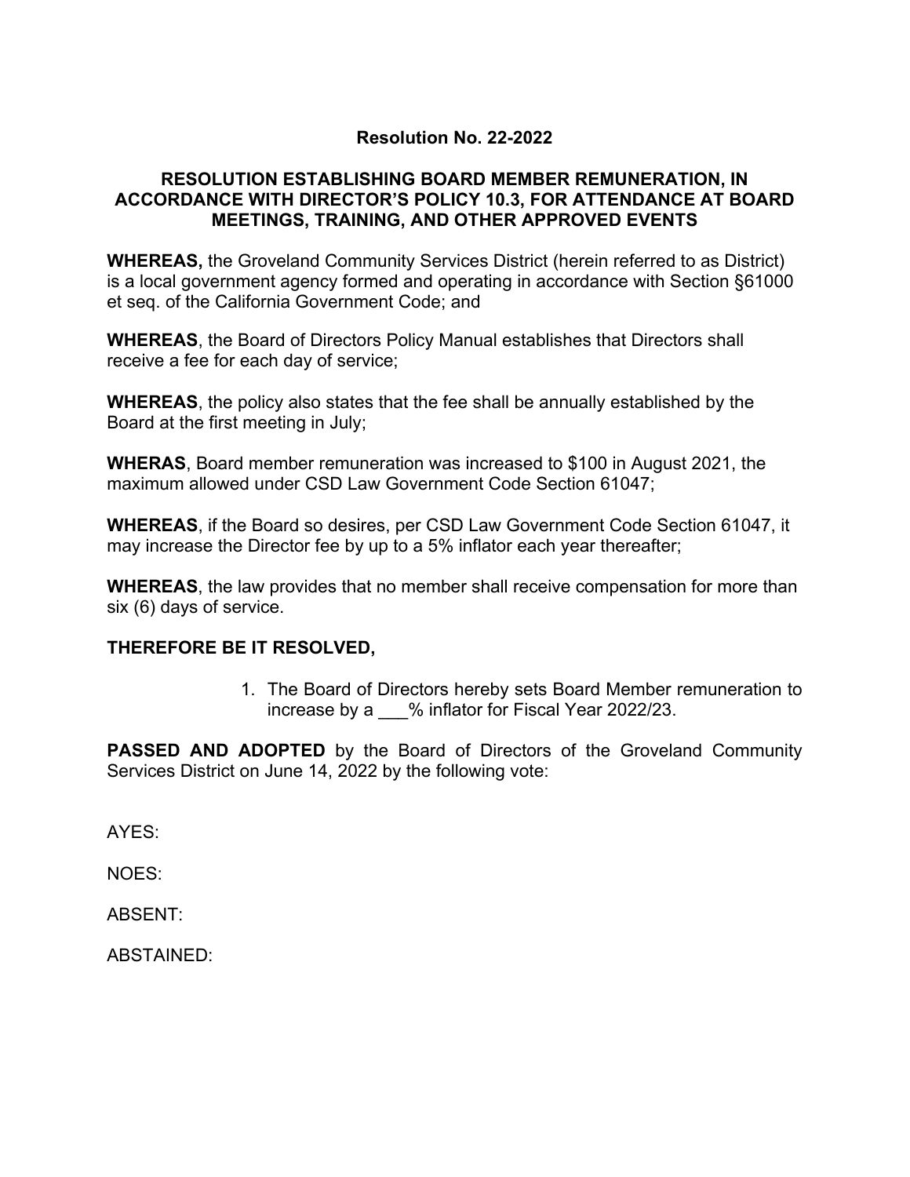**Resolution No. 22-2022**

**RESOLUTION ESTABLISHING BOARD MEMBER REMUNERATION, IN ACCORDANCE WITH DIRECTOR'S POLICY 10.3, FOR ATTENDANCE AT BOARD MEETINGS, TRAINING, AND OTHER APPROVED EVENTS**

**WHEREAS,** the Groveland Community Services District (herein referred to as District) is a local government agency formed and operating in accordance with Section §61000 et seq. of the California Government Code; and

**WHEREAS**, the Board of Directors Policy Manual establishes that Directors shall receive a fee for each day of service;

**WHEREAS**, the policy also states that the fee shall be annually established by the Board at the first meeting in July;

**WHERAS**, Board member remuneration was increased to $100 in August 2021, the maximum allowed under CSD Law Government Code Section 61047;

**WHEREAS**, if the Board so desires, per CSD Law Government Code Section 61047, it may increase the Director fee by up to a 5% inflator each year thereafter;

**WHEREAS**, the law provides that no member shall receive compensation for more than six (6) days of service.

**THEREFORE BE IT RESOLVED,**

1. The Board of Directors hereby sets Board Member remuneration to increase by a ___% inflator for Fiscal Year 2022/23.

**PASSED AND ADOPTED** by the Board of Directors of the Groveland Community Services District on June 14, 2022 by the following vote:

AYES:

NOES:

ABSENT:

ABSTAINED: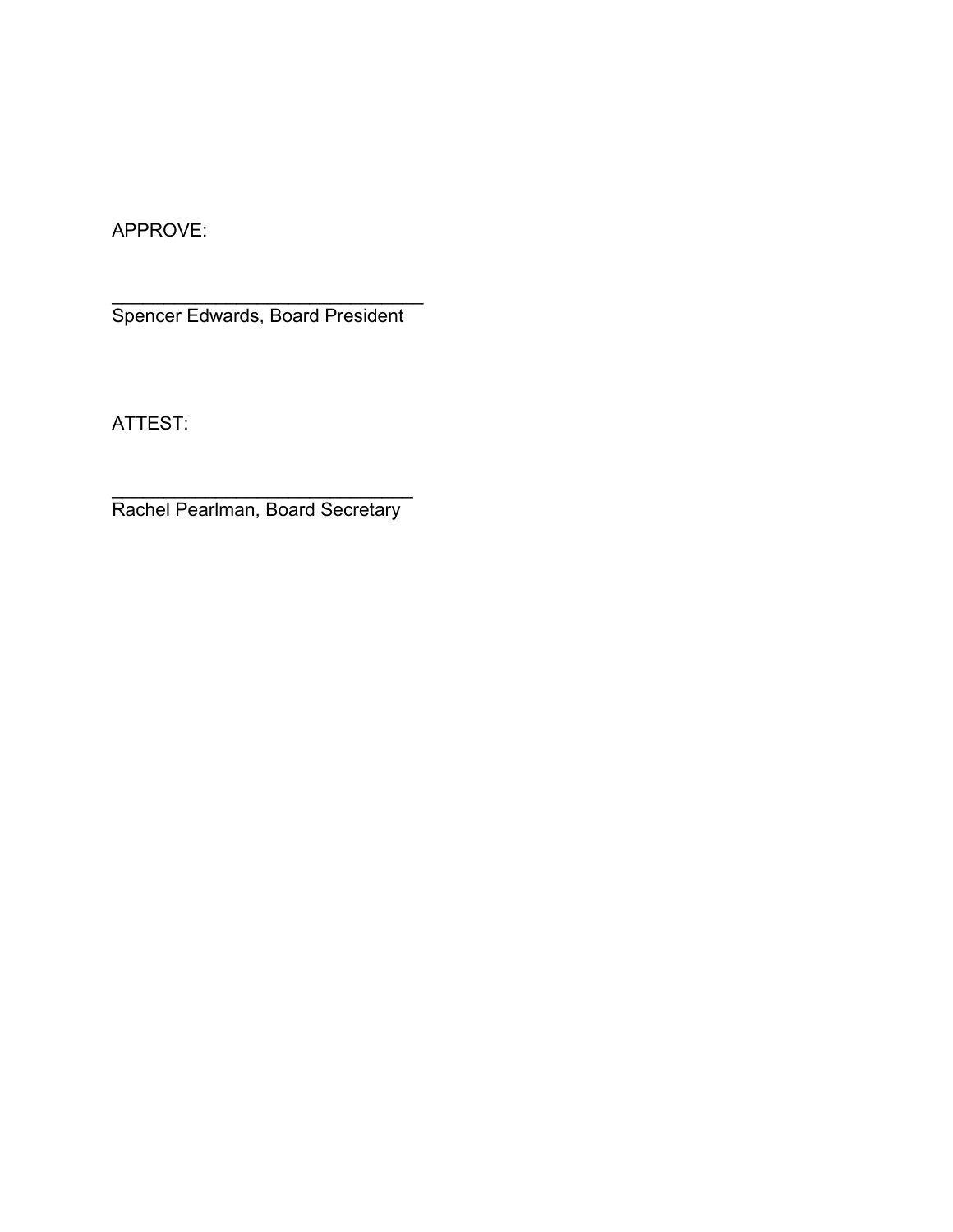APPROVE:

_______________________________
Spencer Edwards, Board President

ATTEST:

______________________________
Rachel Pearlman, Board Secretary